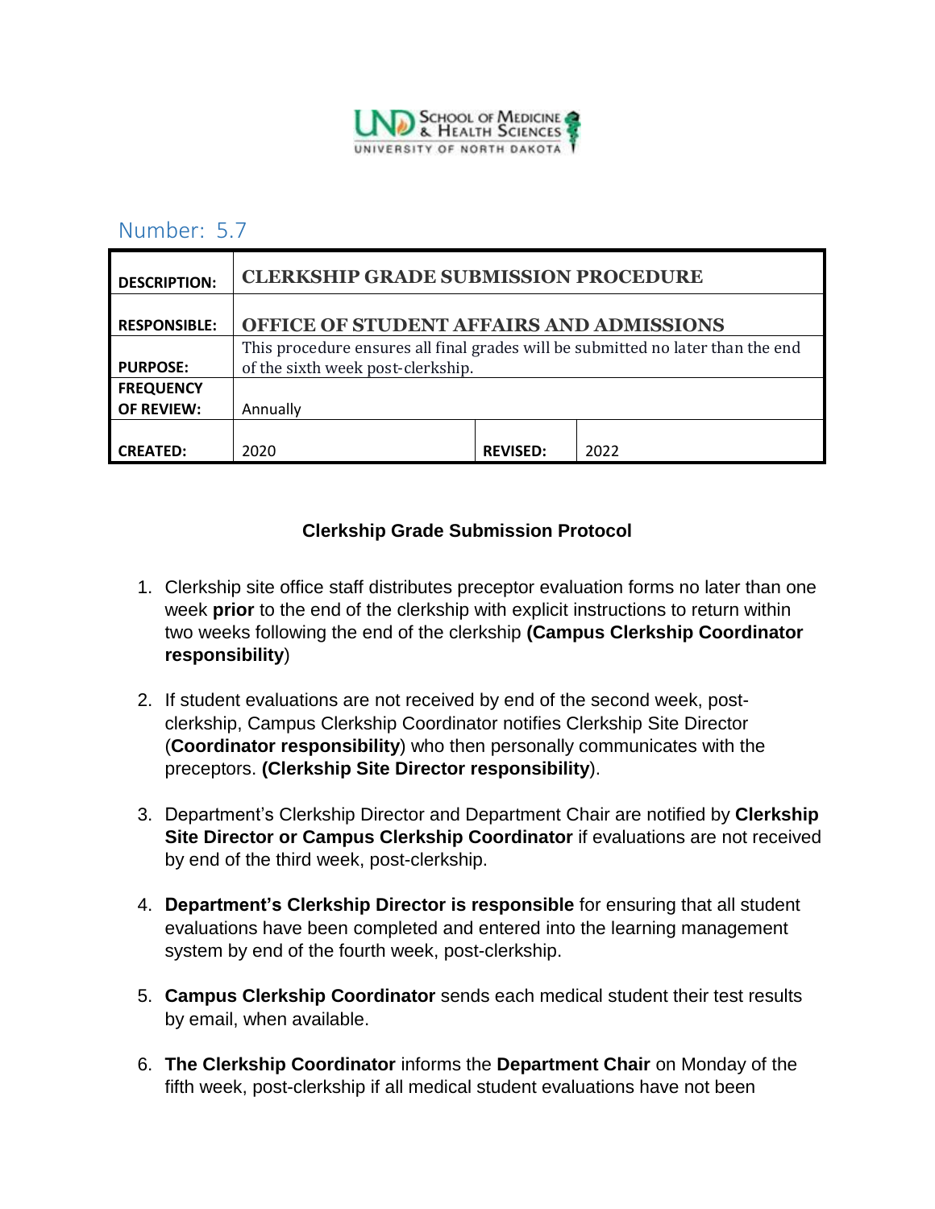UND School of Medicine & Health Sciences
University of North Dakota

## Number: 5.7

| | | | |
|---|---|---|---|
| **DESCRIPTION:** | **CLERKSHIP GRADE SUBMISSION PROCEDURE** | | |
| **RESPONSIBLE:** | **OFFICE OF STUDENT AFFAIRS AND ADMISSIONS** | | |
| **PURPOSE:** | This procedure ensures all final grades will be submitted no later than the end of the sixth week post-clerkship. | | |
| **FREQUENCY OF REVIEW:** | Annually | | |
| **CREATED:** | 2020 | **REVISED:** | 2022 |

### Clerkship Grade Submission Protocol

1. Clerkship site office staff distributes preceptor evaluation forms no later than one week **prior** to the end of the clerkship with explicit instructions to return within two weeks following the end of the clerkship **(Campus Clerkship Coordinator responsibility**)

2. If student evaluations are not received by end of the second week, post-clerkship, Campus Clerkship Coordinator notifies Clerkship Site Director (**Coordinator responsibility**) who then personally communicates with the preceptors. **(Clerkship Site Director responsibility**).

3. Department's Clerkship Director and Department Chair are notified by **Clerkship Site Director or Campus Clerkship Coordinator** if evaluations are not received by end of the third week, post-clerkship.

4. **Department's Clerkship Director is responsible** for ensuring that all student evaluations have been completed and entered into the learning management system by end of the fourth week, post-clerkship.

5. **Campus Clerkship Coordinator** sends each medical student their test results by email, when available.

6. **The Clerkship Coordinator** informs the **Department Chair** on Monday of the fifth week, post-clerkship if all medical student evaluations have not been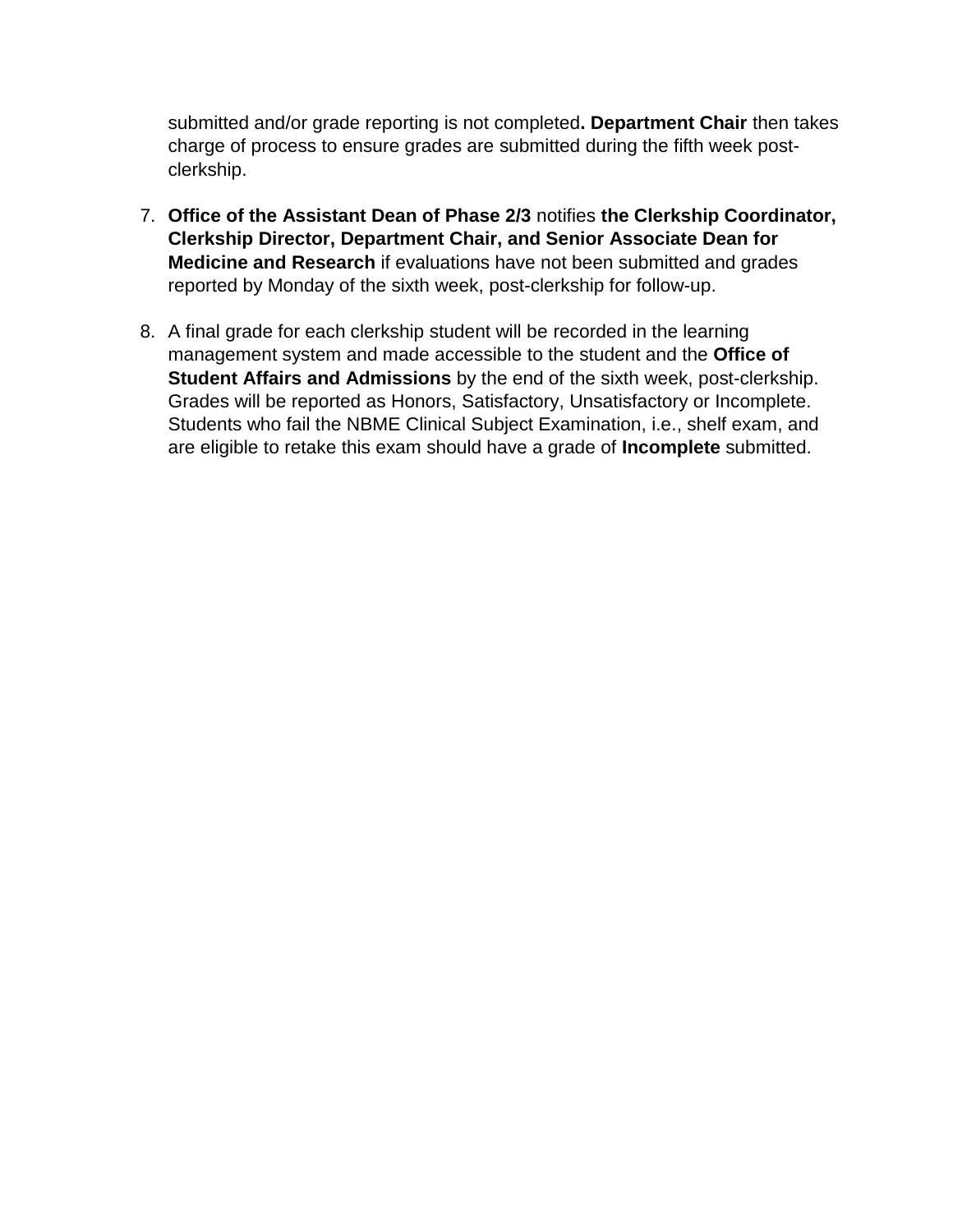submitted and/or grade reporting is not completed**. Department Chair** then takes charge of process to ensure grades are submitted during the fifth week post-clerkship.

7. **Office of the Assistant Dean of Phase 2/3** notifies **the Clerkship Coordinator, Clerkship Director, Department Chair, and Senior Associate Dean for Medicine and Research** if evaluations have not been submitted and grades reported by Monday of the sixth week, post-clerkship for follow-up.

8. A final grade for each clerkship student will be recorded in the learning management system and made accessible to the student and the **Office of Student Affairs and Admissions** by the end of the sixth week, post-clerkship. Grades will be reported as Honors, Satisfactory, Unsatisfactory or Incomplete. Students who fail the NBME Clinical Subject Examination, i.e., shelf exam, and are eligible to retake this exam should have a grade of **Incomplete** submitted.